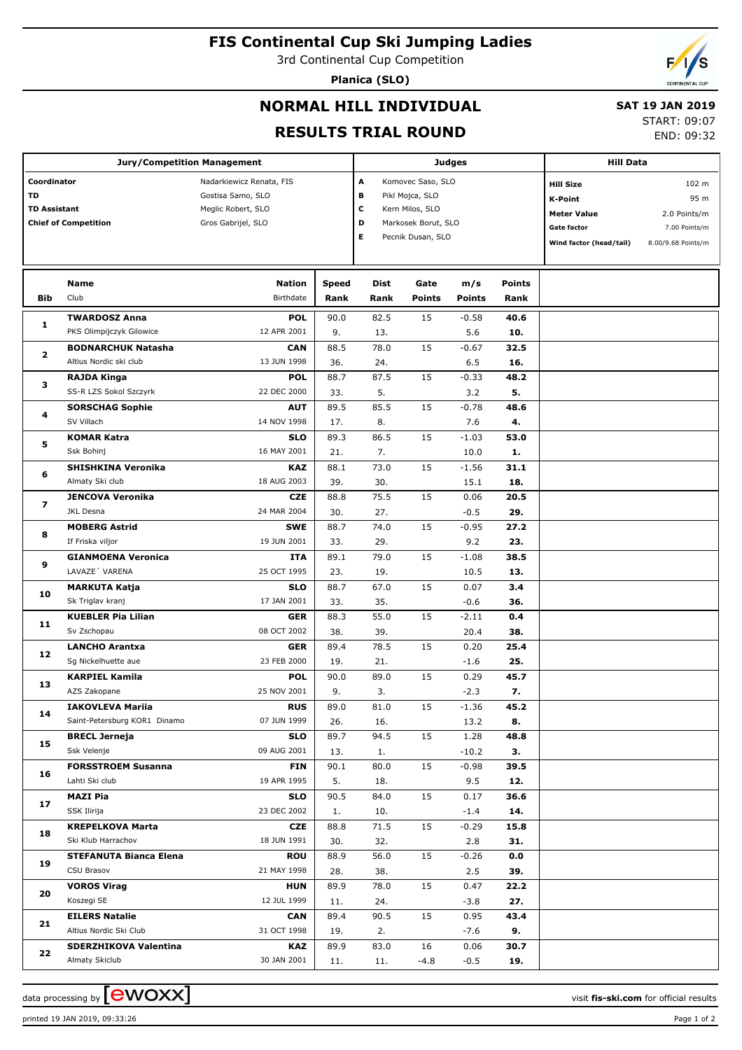# FIS Continental Cup Ski Jumping Ladies

3rd Continental Cup Competition

**Planica (SLO)**

## NORMAL HILL INDIVIDUAL

## RESULTS TRIAL ROUND

**SAT 19 JAN 2019**

START: 09:07

END: 09:32

| Jury/Competition Management | |
|---|---|
| Coordinator | Nadarkiewicz Renata, FIS |
| TD | Gostisa Samo, SLO |
| TD Assistant | Meglic Robert, SLO |
| Chief of Competition | Gros Gabrijel, SLO |

| Judges | |
|---|---|
| A | Komovec Saso, SLO |
| B | Pikl Mojca, SLO |
| C | Kern Milos, SLO |
| D | Markosek Borut, SLO |
| E | Pecnik Dusan, SLO |

| Hill Data | |
|---|---|
| Hill Size | 102 m |
| K-Point | 95 m |
| Meter Value | 2.0 Points/m |
| Gate factor | 7.00 Points/m |
| Wind factor (head/tail) | 8.00/9.68 Points/m |

| Bib | Name / Club | Nation / Birthdate | Speed / Rank | Dist / Rank | Gate / Points | m/s / Points | Points / Rank |
|---|---|---|---|---|---|---|---|
| 1 | **TWARDOSZ Anna** | **POL** | 90.0 | 82.5 | 15 | -0.58 | **40.6** |
| | PKS Olimpijczyk Gilowice | 12 APR 2001 | 9. | 13. | | 5.6 | **10.** |
| 2 | **BODNARCHUK Natasha** | **CAN** | 88.5 | 78.0 | 15 | -0.67 | **32.5** |
| | Altius Nordic ski club | 13 JUN 1998 | 36. | 24. | | 6.5 | **16.** |
| 3 | **RAJDA Kinga** | **POL** | 88.7 | 87.5 | 15 | -0.33 | **48.2** |
| | SS-R LZS Sokol Szczyrk | 22 DEC 2000 | 33. | 5. | | 3.2 | **5.** |
| 4 | **SORSCHAG Sophie** | **AUT** | 89.5 | 85.5 | 15 | -0.78 | **48.6** |
| | SV Villach | 14 NOV 1998 | 17. | 8. | | 7.6 | **4.** |
| 5 | **KOMAR Katra** | **SLO** | 89.3 | 86.5 | 15 | -1.03 | **53.0** |
| | Ssk Bohinj | 16 MAY 2001 | 21. | 7. | | 10.0 | **1.** |
| 6 | **SHISHKINA Veronika** | **KAZ** | 88.1 | 73.0 | 15 | -1.56 | **31.1** |
| | Almaty Ski club | 18 AUG 2003 | 39. | 30. | | 15.1 | **18.** |
| 7 | **JENCOVA Veronika** | **CZE** | 88.8 | 75.5 | 15 | 0.06 | **20.5** |
| | JKL Desna | 24 MAR 2004 | 30. | 27. | | -0.5 | **29.** |
| 8 | **MOBERG Astrid** | **SWE** | 88.7 | 74.0 | 15 | -0.95 | **27.2** |
| | If Friska viljor | 19 JUN 2001 | 33. | 29. | | 9.2 | **23.** |
| 9 | **GIANMOENA Veronica** | **ITA** | 89.1 | 79.0 | 15 | -1.08 | **38.5** |
| | LAVAZE´ VARENA | 25 OCT 1995 | 23. | 19. | | 10.5 | **13.** |
| 10 | **MARKUTA Katja** | **SLO** | 88.7 | 67.0 | 15 | 0.07 | **3.4** |
| | Sk Triglav kranj | 17 JAN 2001 | 33. | 35. | | -0.6 | **36.** |
| 11 | **KUEBLER Pia Lilian** | **GER** | 88.3 | 55.0 | 15 | -2.11 | **0.4** |
| | Sv Zschopau | 08 OCT 2002 | 38. | 39. | | 20.4 | **38.** |
| 12 | **LANCHO Arantxa** | **GER** | 89.4 | 78.5 | 15 | 0.20 | **25.4** |
| | Sg Nickelhuette aue | 23 FEB 2000 | 19. | 21. | | -1.6 | **25.** |
| 13 | **KARPIEL Kamila** | **POL** | 90.0 | 89.0 | 15 | 0.29 | **45.7** |
| | AZS Zakopane | 25 NOV 2001 | 9. | 3. | | -2.3 | **7.** |
| 14 | **IAKOVLEVA Mariia** | **RUS** | 89.0 | 81.0 | 15 | -1.36 | **45.2** |
| | Saint-Petersburg KOR1 Dinamo | 07 JUN 1999 | 26. | 16. | | 13.2 | **8.** |
| 15 | **BRECL Jerneja** | **SLO** | 89.7 | 94.5 | 15 | 1.28 | **48.8** |
| | Ssk Velenje | 09 AUG 2001 | 13. | 1. | | -10.2 | **3.** |
| 16 | **FORSSTROEM Susanna** | **FIN** | 90.1 | 80.0 | 15 | -0.98 | **39.5** |
| | Lahti Ski club | 19 APR 1995 | 5. | 18. | | 9.5 | **12.** |
| 17 | **MAZI Pia** | **SLO** | 90.5 | 84.0 | 15 | 0.17 | **36.6** |
| | SSK Ilirija | 23 DEC 2002 | 1. | 10. | | -1.4 | **14.** |
| 18 | **KREPELKOVA Marta** | **CZE** | 88.8 | 71.5 | 15 | -0.29 | **15.8** |
| | Ski Klub Harrachov | 18 JUN 1991 | 30. | 32. | | 2.8 | **31.** |
| 19 | **STEFANUTA Bianca Elena** | **ROU** | 88.9 | 56.0 | 15 | -0.26 | **0.0** |
| | CSU Brasov | 21 MAY 1998 | 28. | 38. | | 2.5 | **39.** |
| 20 | **VOROS Virag** | **HUN** | 89.9 | 78.0 | 15 | 0.47 | **22.2** |
| | Koszegi SE | 12 JUL 1999 | 11. | 24. | | -3.8 | **27.** |
| 21 | **EILERS Natalie** | **CAN** | 89.4 | 90.5 | 15 | 0.95 | **43.4** |
| | Altius Nordic Ski Club | 31 OCT 1998 | 19. | 2. | | -7.6 | **9.** |
| 22 | **SDERZHIKOVA Valentina** | **KAZ** | 89.9 | 83.0 | 16 | 0.06 | **30.7** |
| | Almaty Skiclub | 30 JAN 2001 | 11. | 11. | -4.8 | -0.5 | **19.** |

data processing by ewoxx — visit **fis-ski.com** for official results

printed 19 JAN 2019, 09:33:26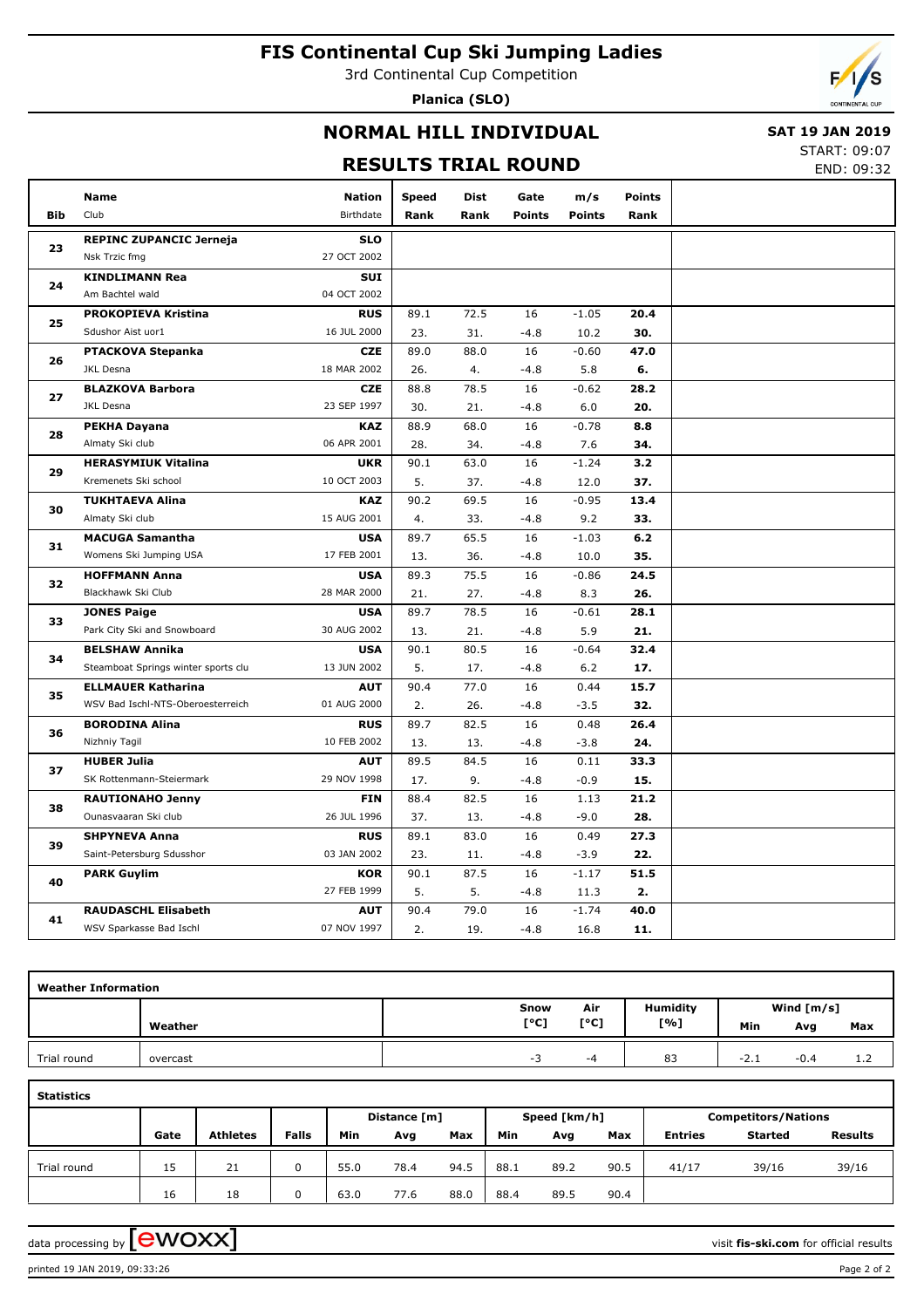# FIS Continental Cup Ski Jumping Ladies

3rd Continental Cup Competition

**Planica (SLO)**

## NORMAL HILL INDIVIDUAL

**SAT 19 JAN 2019**

START: 09:07

END: 09:32

## RESULTS TRIAL ROUND

| Bib | Name / Club | Nation / Birthdate | Speed / Rank | Dist / Rank | Gate / Points | m/s / Points | Points / Rank |
|---|---|---|---|---|---|---|---|
| 23 | **REPINC ZUPANCIC Jerneja** | **SLO** | | | | | |
| | Nsk Trzic fmg | 27 OCT 2002 | | | | | |
| 24 | **KINDLIMANN Rea** | **SUI** | | | | | |
| | Am Bachtel wald | 04 OCT 2002 | | | | | |
| 25 | **PROKOPIEVA Kristina** | **RUS** | 89.1 | 72.5 | 16 | -1.05 | **20.4** |
| | Sdushor Aist uor1 | 16 JUL 2000 | 23. | 31. | -4.8 | 10.2 | **30.** |
| 26 | **PTACKOVA Stepanka** | **CZE** | 89.0 | 88.0 | 16 | -0.60 | **47.0** |
| | JKL Desna | 18 MAR 2002 | 26. | 4. | -4.8 | 5.8 | **6.** |
| 27 | **BLAZKOVA Barbora** | **CZE** | 88.8 | 78.5 | 16 | -0.62 | **28.2** |
| | JKL Desna | 23 SEP 1997 | 30. | 21. | -4.8 | 6.0 | **20.** |
| 28 | **PEKHA Dayana** | **KAZ** | 88.9 | 68.0 | 16 | -0.78 | **8.8** |
| | Almaty Ski club | 06 APR 2001 | 28. | 34. | -4.8 | 7.6 | **34.** |
| 29 | **HERASYMIUK Vitalina** | **UKR** | 90.1 | 63.0 | 16 | -1.24 | **3.2** |
| | Kremenets Ski school | 10 OCT 2003 | 5. | 37. | -4.8 | 12.0 | **37.** |
| 30 | **TUKHTAEVA Alina** | **KAZ** | 90.2 | 69.5 | 16 | -0.95 | **13.4** |
| | Almaty Ski club | 15 AUG 2001 | 4. | 33. | -4.8 | 9.2 | **33.** |
| 31 | **MACUGA Samantha** | **USA** | 89.7 | 65.5 | 16 | -1.03 | **6.2** |
| | Womens Ski Jumping USA | 17 FEB 2001 | 13. | 36. | -4.8 | 10.0 | **35.** |
| 32 | **HOFFMANN Anna** | **USA** | 89.3 | 75.5 | 16 | -0.86 | **24.5** |
| | Blackhawk Ski Club | 28 MAR 2000 | 21. | 27. | -4.8 | 8.3 | **26.** |
| 33 | **JONES Paige** | **USA** | 89.7 | 78.5 | 16 | -0.61 | **28.1** |
| | Park City Ski and Snowboard | 30 AUG 2002 | 13. | 21. | -4.8 | 5.9 | **21.** |
| 34 | **BELSHAW Annika** | **USA** | 90.1 | 80.5 | 16 | -0.64 | **32.4** |
| | Steamboat Springs winter sports clu | 13 JUN 2002 | 5. | 17. | -4.8 | 6.2 | **17.** |
| 35 | **ELLMAUER Katharina** | **AUT** | 90.4 | 77.0 | 16 | 0.44 | **15.7** |
| | WSV Bad Ischl-NTS-Oberoesterreich | 01 AUG 2000 | 2. | 26. | -4.8 | -3.5 | **32.** |
| 36 | **BORODINA Alina** | **RUS** | 89.7 | 82.5 | 16 | 0.48 | **26.4** |
| | Nizhniy Tagil | 10 FEB 2002 | 13. | 13. | -4.8 | -3.8 | **24.** |
| 37 | **HUBER Julia** | **AUT** | 89.5 | 84.5 | 16 | 0.11 | **33.3** |
| | SK Rottenmann-Steiermark | 29 NOV 1998 | 17. | 9. | -4.8 | -0.9 | **15.** |
| 38 | **RAUTIONAHO Jenny** | **FIN** | 88.4 | 82.5 | 16 | 1.13 | **21.2** |
| | Ounasvaaran Ski club | 26 JUL 1996 | 37. | 13. | -4.8 | -9.0 | **28.** |
| 39 | **SHPYNEVA Anna** | **RUS** | 89.1 | 83.0 | 16 | 0.49 | **27.3** |
| | Saint-Petersburg Sdusshor | 03 JAN 2002 | 23. | 11. | -4.8 | -3.9 | **22.** |
| 40 | **PARK Guylim** | **KOR** | 90.1 | 87.5 | 16 | -1.17 | **51.5** |
| | | 27 FEB 1999 | 5. | 5. | -4.8 | 11.3 | **2.** |
| 41 | **RAUDASCHL Elisabeth** | **AUT** | 90.4 | 79.0 | 16 | -1.74 | **40.0** |
| | WSV Sparkasse Bad Ischl | 07 NOV 1997 | 2. | 19. | -4.8 | 16.8 | **11.** |

**Weather Information**

| | Weather | Snow [°C] | Air [°C] | Humidity [%] | Wind [m/s] Min | Avg | Max |
|---|---|---|---|---|---|---|---|
| Trial round | overcast | -3 | -4 | 83 | -2.1 | -0.4 | 1.2 |

**Statistics**

| | Gate | Athletes | Falls | Distance [m] Min | Avg | Max | Speed [km/h] Min | Avg | Max | Competitors/Nations Entries | Started | Results |
|---|---|---|---|---|---|---|---|---|---|---|---|---|
| Trial round | 15 | 21 | 0 | 55.0 | 78.4 | 94.5 | 88.1 | 89.2 | 90.5 | 41/17 | 39/16 | 39/16 |
| | 16 | 18 | 0 | 63.0 | 77.6 | 88.0 | 88.4 | 89.5 | 90.4 | | | |

data processing by ewoxx — visit **fis-ski.com** for official results

printed 19 JAN 2019, 09:33:26